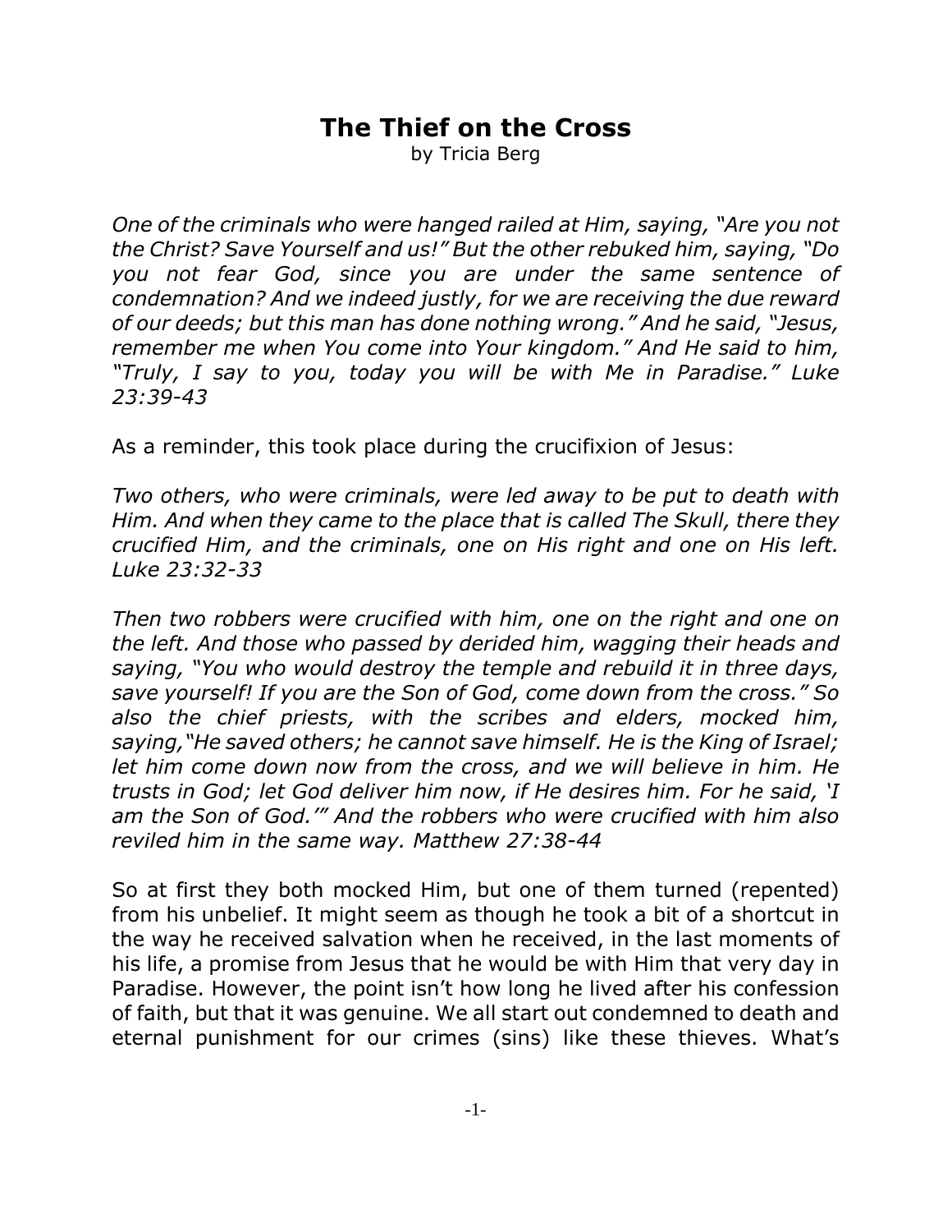# The Thief on the Cross

by Tricia Berg

*One of the criminals who were hanged railed at Him, saying, "Are you not the Christ? Save Yourself and us!" But the other rebuked him, saying, "Do you not fear God, since you are under the same sentence of condemnation? And we indeed justly, for we are receiving the due reward of our deeds; but this man has done nothing wrong." And he said, "Jesus, remember me when You come into Your kingdom." And He said to him, "Truly, I say to you, today you will be with Me in Paradise." Luke 23:39-43*

As a reminder, this took place during the crucifixion of Jesus:

*Two others, who were criminals, were led away to be put to death with Him. And when they came to the place that is called The Skull, there they crucified Him, and the criminals, one on His right and one on His left. Luke 23:32-33*

*Then two robbers were crucified with him, one on the right and one on the left. And those who passed by derided him, wagging their heads and saying, "You who would destroy the temple and rebuild it in three days, save yourself! If you are the Son of God, come down from the cross." So also the chief priests, with the scribes and elders, mocked him, saying,"He saved others; he cannot save himself. He is the King of Israel; let him come down now from the cross, and we will believe in him. He trusts in God; let God deliver him now, if He desires him. For he said, 'I am the Son of God.'" And the robbers who were crucified with him also reviled him in the same way. Matthew 27:38-44*

So at first they both mocked Him, but one of them turned (repented) from his unbelief. It might seem as though he took a bit of a shortcut in the way he received salvation when he received, in the last moments of his life, a promise from Jesus that he would be with Him that very day in Paradise. However, the point isn't how long he lived after his confession of faith, but that it was genuine. We all start out condemned to death and eternal punishment for our crimes (sins) like these thieves. What's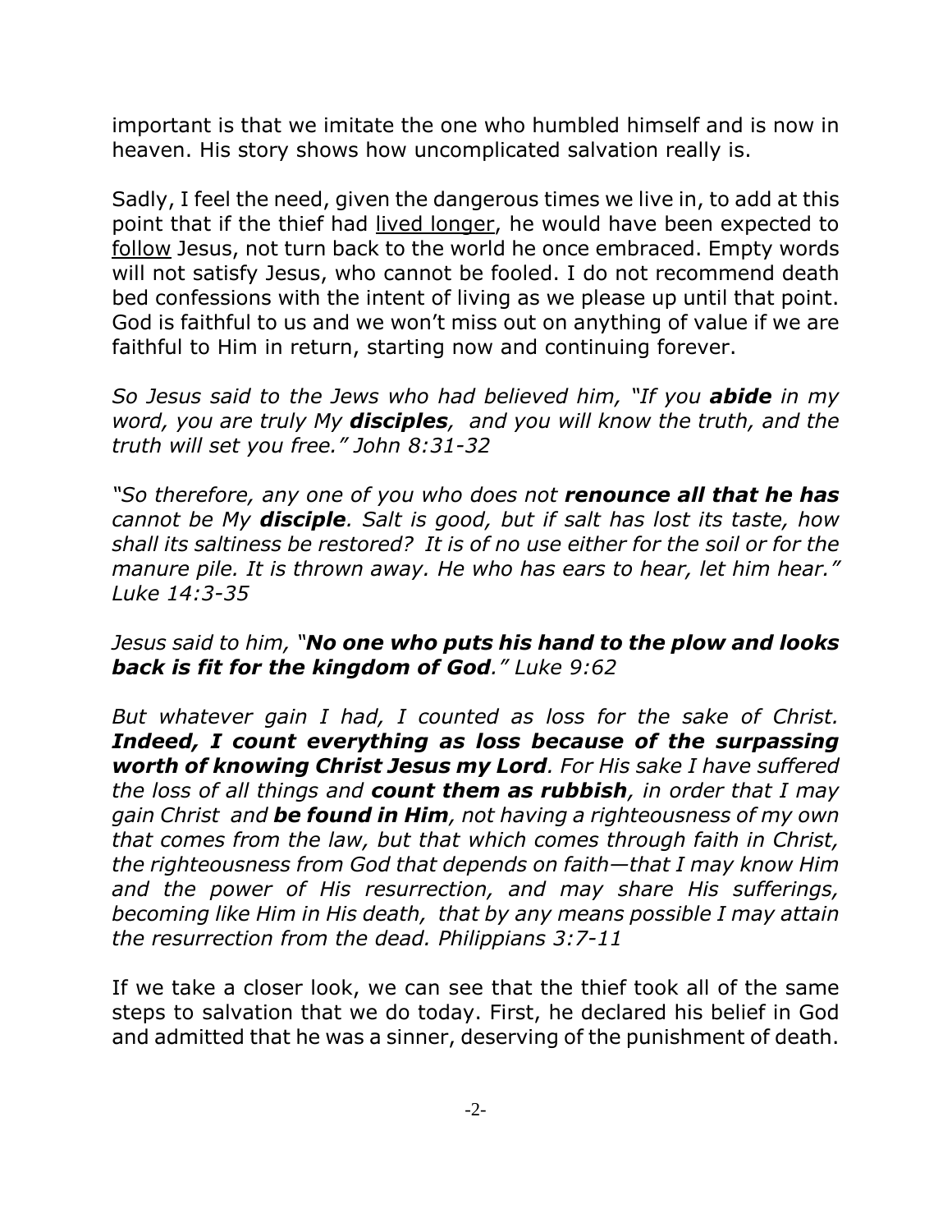important is that we imitate the one who humbled himself and is now in heaven. His story shows how uncomplicated salvation really is.

Sadly, I feel the need, given the dangerous times we live in, to add at this point that if the thief had <u>lived longer</u>, he would have been expected to <u>follow</u> Jesus, not turn back to the world he once embraced. Empty words will not satisfy Jesus, who cannot be fooled. I do not recommend death bed confessions with the intent of living as we please up until that point. God is faithful to us and we won't miss out on anything of value if we are faithful to Him in return, starting now and continuing forever.

*So Jesus said to the Jews who had believed him, "If you **abide** in my word, you are truly My **disciples**, and you will know the truth, and the truth will set you free." John 8:31-32*

*"So therefore, any one of you who does not **renounce all that he has** cannot be My **disciple**. Salt is good, but if salt has lost its taste, how shall its saltiness be restored? It is of no use either for the soil or for the manure pile. It is thrown away. He who has ears to hear, let him hear." Luke 14:3-35*

*Jesus said to him, "**No one who puts his hand to the plow and looks back is fit for the kingdom of God**." Luke 9:62*

*But whatever gain I had, I counted as loss for the sake of Christ. **Indeed, I count everything as loss because of the surpassing worth of knowing Christ Jesus my Lord**. For His sake I have suffered the loss of all things and **count them as rubbish**, in order that I may gain Christ and **be found in Him**, not having a righteousness of my own that comes from the law, but that which comes through faith in Christ, the righteousness from God that depends on faith—that I may know Him and the power of His resurrection, and may share His sufferings, becoming like Him in His death, that by any means possible I may attain the resurrection from the dead. Philippians 3:7-11*

If we take a closer look, we can see that the thief took all of the same steps to salvation that we do today. First, he declared his belief in God and admitted that he was a sinner, deserving of the punishment of death.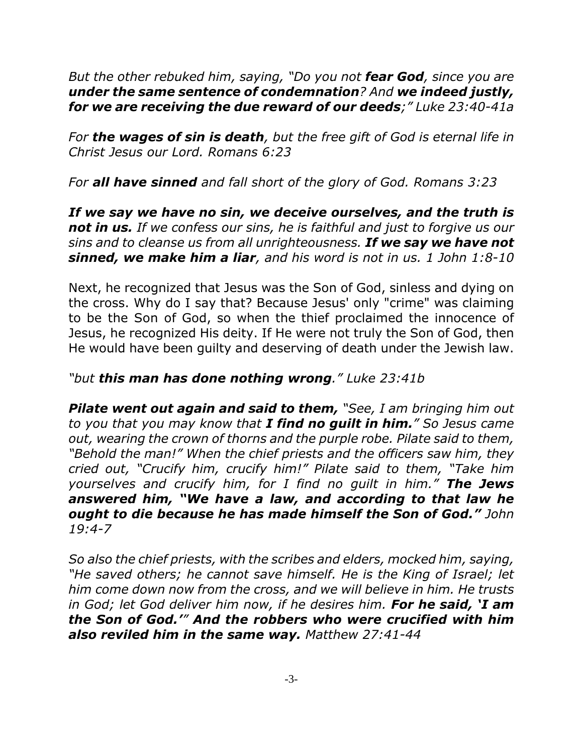*But the other rebuked him, saying, "Do you not **fear God**, since you are **under the same sentence of condemnation**? And **we indeed justly, for we are receiving the due reward of our deeds**;" Luke 23:40-41a*

*For **the wages of sin is death**, but the free gift of God is eternal life in Christ Jesus our Lord. Romans 6:23*

*For **all have sinned** and fall short of the glory of God. Romans 3:23*

***If we say we have no sin, we deceive ourselves, and the truth is not in us.** If we confess our sins, he is faithful and just to forgive us our sins and to cleanse us from all unrighteousness. **If we say we have not sinned, we make him a liar**, and his word is not in us. 1 John 1:8-10*

Next, he recognized that Jesus was the Son of God, sinless and dying on the cross. Why do I say that? Because Jesus' only "crime" was claiming to be the Son of God, so when the thief proclaimed the innocence of Jesus, he recognized His deity. If He were not truly the Son of God, then He would have been guilty and deserving of death under the Jewish law.

*"but **this man has done nothing wrong**." Luke 23:41b*

***Pilate went out again and said to them,** "See, I am bringing him out to you that you may know that **I find no guilt in him.**" So Jesus came out, wearing the crown of thorns and the purple robe. Pilate said to them, "Behold the man!" When the chief priests and the officers saw him, they cried out, "Crucify him, crucify him!" Pilate said to them, "Take him yourselves and crucify him, for I find no guilt in him." **The Jews answered him, "We have a law, and according to that law he ought to die because he has made himself the Son of God."** John 19:4-7*

*So also the chief priests, with the scribes and elders, mocked him, saying, "He saved others; he cannot save himself. He is the King of Israel; let him come down now from the cross, and we will believe in him. He trusts in God; let God deliver him now, if he desires him. **For he said, 'I am the Son of God.'" And the robbers who were crucified with him also reviled him in the same way.** Matthew 27:41-44*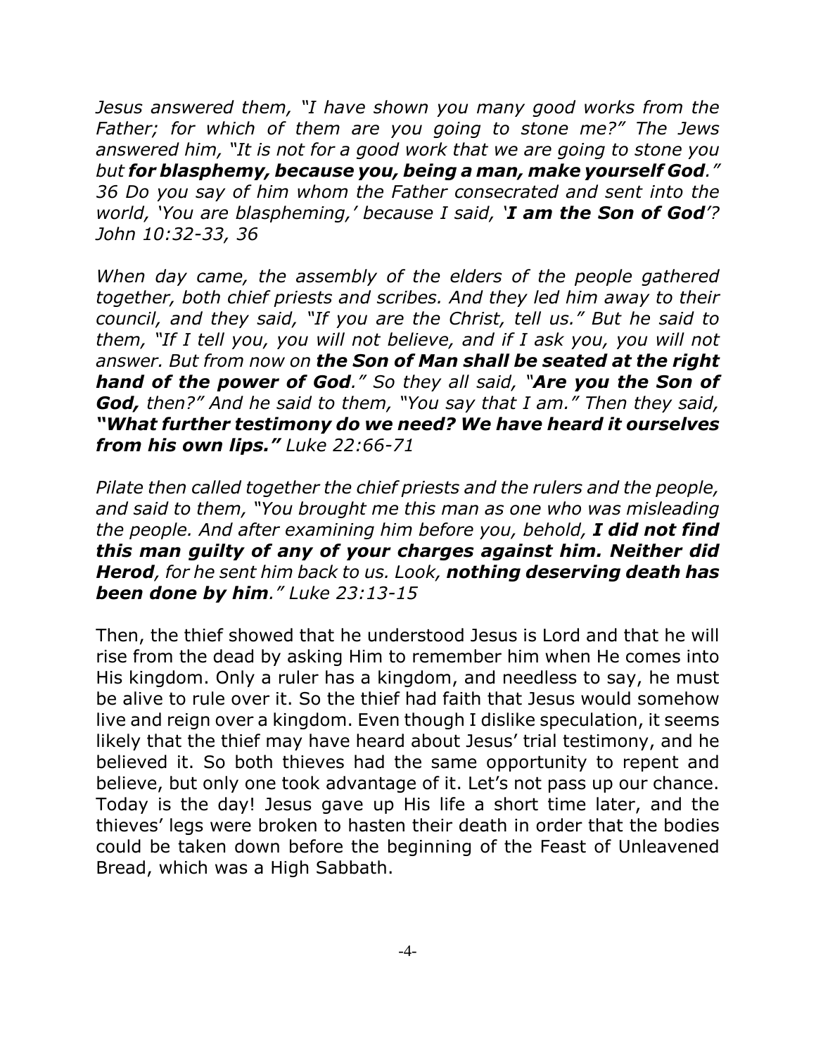*Jesus answered them, "I have shown you many good works from the Father; for which of them are you going to stone me?" The Jews answered him, "It is not for a good work that we are going to stone you but **for blasphemy, because you, being a man, make yourself God**." 36 Do you say of him whom the Father consecrated and sent into the world, 'You are blaspheming,' because I said, '**I am the Son of God**'? John 10:32-33, 36*

*When day came, the assembly of the elders of the people gathered together, both chief priests and scribes. And they led him away to their council, and they said, "If you are the Christ, tell us." But he said to them, "If I tell you, you will not believe, and if I ask you, you will not answer. But from now on **the Son of Man shall be seated at the right hand of the power of God**." So they all said, "**Are you the Son of God,** then?" And he said to them, "You say that I am." Then they said, **"What further testimony do we need? We have heard it ourselves from his own lips."** Luke 22:66-71*

*Pilate then called together the chief priests and the rulers and the people, and said to them, "You brought me this man as one who was misleading the people. And after examining him before you, behold, **I did not find this man guilty of any of your charges against him. Neither did Herod**, for he sent him back to us. Look, **nothing deserving death has been done by him**." Luke 23:13-15*

Then, the thief showed that he understood Jesus is Lord and that he will rise from the dead by asking Him to remember him when He comes into His kingdom. Only a ruler has a kingdom, and needless to say, he must be alive to rule over it. So the thief had faith that Jesus would somehow live and reign over a kingdom. Even though I dislike speculation, it seems likely that the thief may have heard about Jesus' trial testimony, and he believed it. So both thieves had the same opportunity to repent and believe, but only one took advantage of it. Let's not pass up our chance. Today is the day! Jesus gave up His life a short time later, and the thieves' legs were broken to hasten their death in order that the bodies could be taken down before the beginning of the Feast of Unleavened Bread, which was a High Sabbath.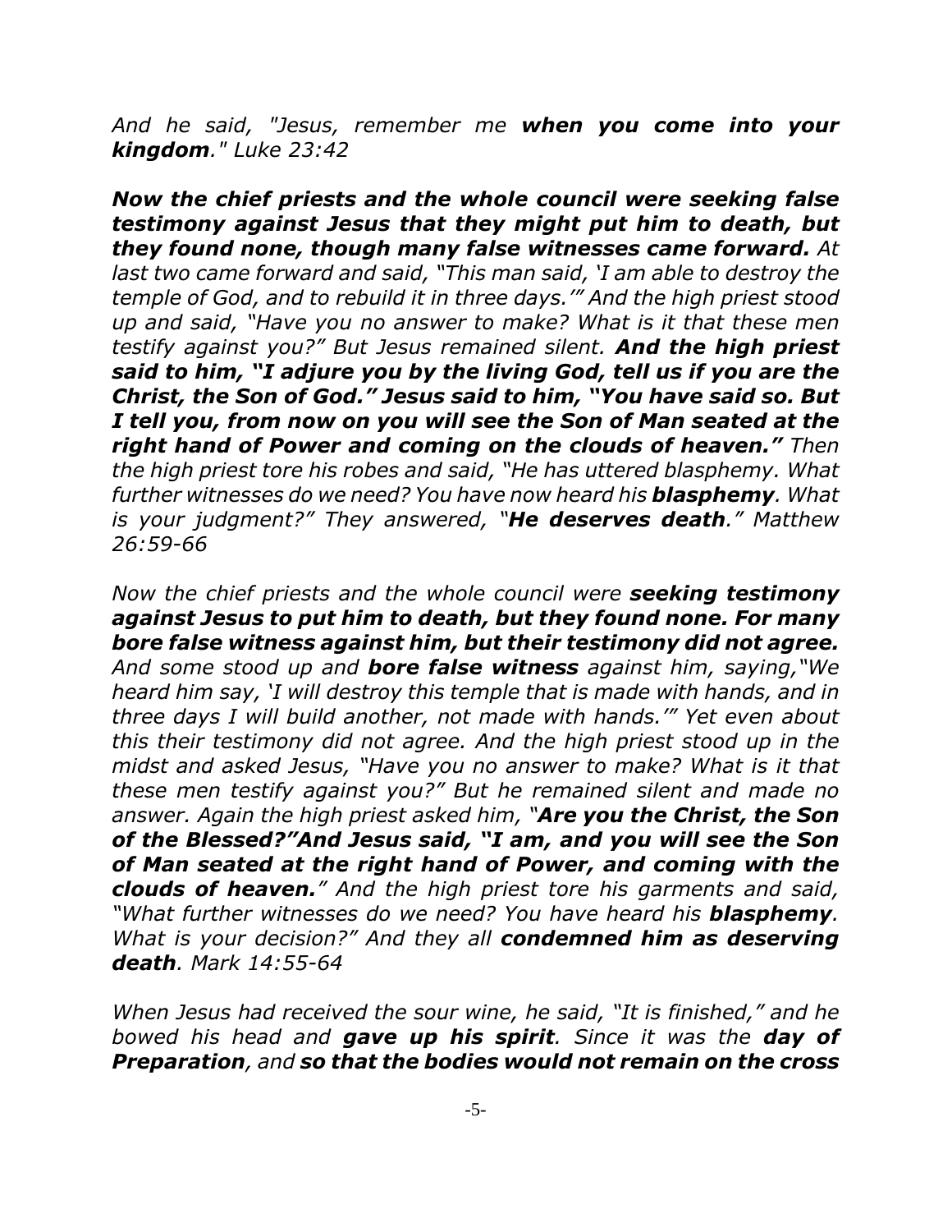*And he said, "Jesus, remember me **when you come into your kingdom**." Luke 23:42*

***Now the chief priests and the whole council were seeking false testimony against Jesus that they might put him to death, but they found none, though many false witnesses came forward.** At last two came forward and said, "This man said, 'I am able to destroy the temple of God, and to rebuild it in three days.'" And the high priest stood up and said, "Have you no answer to make? What is it that these men testify against you?" But Jesus remained silent. **And the high priest said to him, "I adjure you by the living God, tell us if you are the Christ, the Son of God." Jesus said to him, "You have said so. But I tell you, from now on you will see the Son of Man seated at the right hand of Power and coming on the clouds of heaven."** Then the high priest tore his robes and said, "He has uttered blasphemy. What further witnesses do we need? You have now heard his **blasphemy**. What is your judgment?" They answered, "**He deserves death**." Matthew 26:59-66*

*Now the chief priests and the whole council were **seeking testimony against Jesus to put him to death, but they found none. For many bore false witness against him, but their testimony did not agree.** And some stood up and **bore false witness** against him, saying,"We heard him say, 'I will destroy this temple that is made with hands, and in three days I will build another, not made with hands.'" Yet even about this their testimony did not agree. And the high priest stood up in the midst and asked Jesus, "Have you no answer to make? What is it that these men testify against you?" But he remained silent and made no answer. Again the high priest asked him, "**Are you the Christ, the Son of the Blessed?"And Jesus said, "I am, and you will see the Son of Man seated at the right hand of Power, and coming with the clouds of heaven.**" And the high priest tore his garments and said, "What further witnesses do we need? You have heard his **blasphemy**. What is your decision?" And they all **condemned him as deserving death**. Mark 14:55-64*

*When Jesus had received the sour wine, he said, "It is finished," and he bowed his head and **gave up his spirit**. Since it was the **day of Preparation**, and **so that the bodies would not remain on the cross***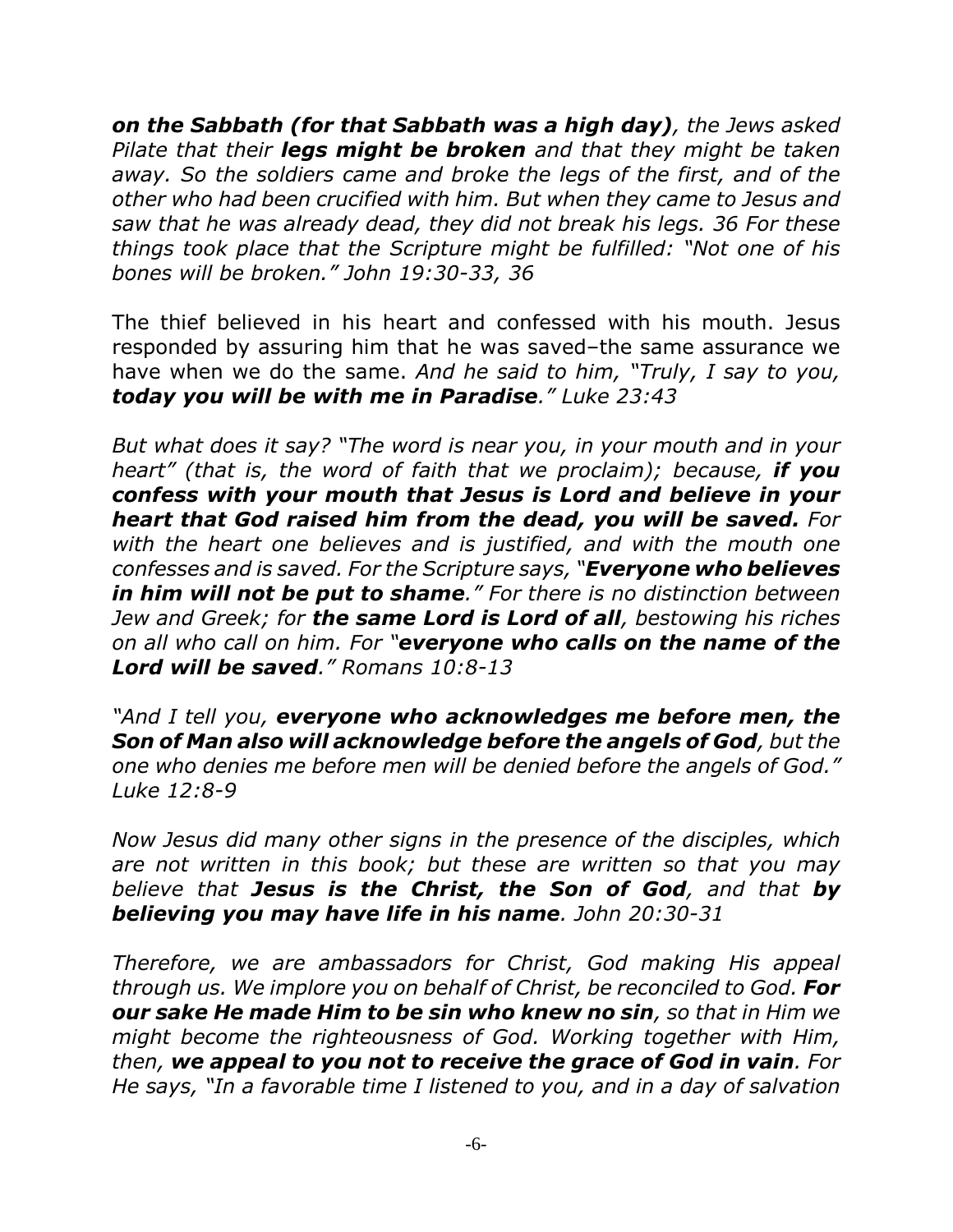*__on the Sabbath (for that Sabbath was a high day)__, the Jews asked Pilate that their __legs might be broken__ and that they might be taken away. So the soldiers came and broke the legs of the first, and of the other who had been crucified with him. But when they came to Jesus and saw that he was already dead, they did not break his legs. 36 For these things took place that the Scripture might be fulfilled: "Not one of his bones will be broken." John 19:30-33, 36*

The thief believed in his heart and confessed with his mouth. Jesus responded by assuring him that he was saved–the same assurance we have when we do the same. *And he said to him, "Truly, I say to you, __today you will be with me in Paradise__." Luke 23:43*

*But what does it say? "The word is near you, in your mouth and in your heart" (that is, the word of faith that we proclaim); because, __if you confess with your mouth that Jesus is Lord and believe in your heart that God raised him from the dead, you will be saved.__ For with the heart one believes and is justified, and with the mouth one confesses and is saved. For the Scripture says, "__Everyone who believes in him will not be put to shame__." For there is no distinction between Jew and Greek; for __the same Lord is Lord of all__, bestowing his riches on all who call on him. For "__everyone who calls on the name of the Lord will be saved__." Romans 10:8-13*

*"And I tell you, __everyone who acknowledges me before men, the Son of Man also will acknowledge before the angels of God__, but the one who denies me before men will be denied before the angels of God." Luke 12:8-9*

*Now Jesus did many other signs in the presence of the disciples, which are not written in this book; but these are written so that you may believe that __Jesus is the Christ, the Son of God__, and that __by believing you may have life in his name__. John 20:30-31*

*Therefore, we are ambassadors for Christ, God making His appeal through us. We implore you on behalf of Christ, be reconciled to God. __For our sake He made Him to be sin who knew no sin__, so that in Him we might become the righteousness of God. Working together with Him, then, __we appeal to you not to receive the grace of God in vain__. For He says, "In a favorable time I listened to you, and in a day of salvation*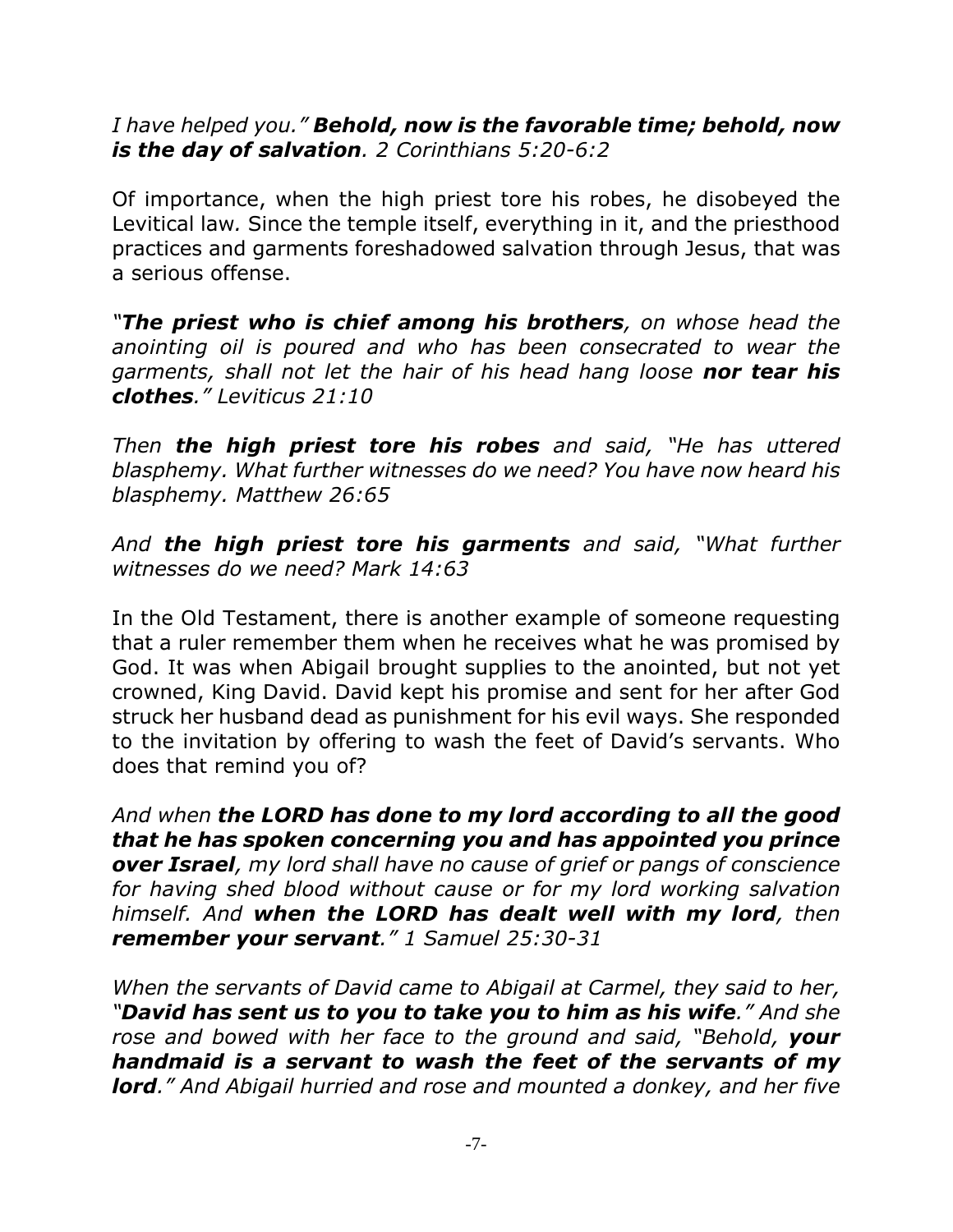*I have helped you." **Behold, now is the favorable time; behold, now is the day of salvation**. 2 Corinthians 5:20-6:2*

Of importance, when the high priest tore his robes, he disobeyed the Levitical law. Since the temple itself, everything in it, and the priesthood practices and garments foreshadowed salvation through Jesus, that was a serious offense.

*"**The priest who is chief among his brothers**, on whose head the anointing oil is poured and who has been consecrated to wear the garments, shall not let the hair of his head hang loose **nor tear his clothes**." Leviticus 21:10*

*Then **the high priest tore his robes** and said, "He has uttered blasphemy. What further witnesses do we need? You have now heard his blasphemy. Matthew 26:65*

*And **the high priest tore his garments** and said, "What further witnesses do we need? Mark 14:63*

In the Old Testament, there is another example of someone requesting that a ruler remember them when he receives what he was promised by God. It was when Abigail brought supplies to the anointed, but not yet crowned, King David. David kept his promise and sent for her after God struck her husband dead as punishment for his evil ways. She responded to the invitation by offering to wash the feet of David's servants. Who does that remind you of?

*And when **the LORD has done to my lord according to all the good that he has spoken concerning you and has appointed you prince over Israel**, my lord shall have no cause of grief or pangs of conscience for having shed blood without cause or for my lord working salvation himself. And **when the LORD has dealt well with my lord**, then **remember your servant**." 1 Samuel 25:30-31*

*When the servants of David came to Abigail at Carmel, they said to her, "**David has sent us to you to take you to him as his wife**." And she rose and bowed with her face to the ground and said, "Behold, **your handmaid is a servant to wash the feet of the servants of my lord**." And Abigail hurried and rose and mounted a donkey, and her five*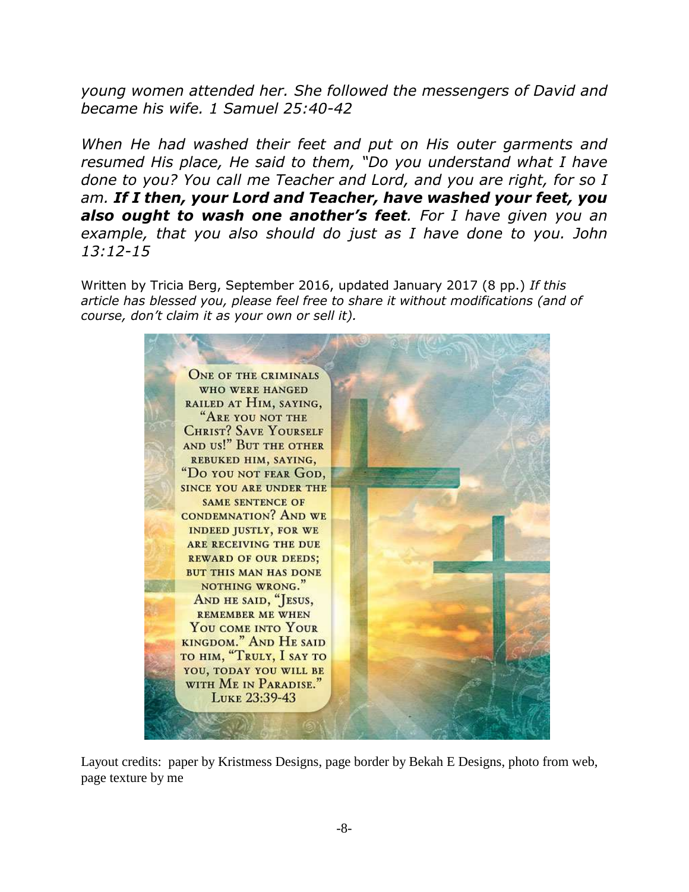*young women attended her. She followed the messengers of David and became his wife. 1 Samuel 25:40-42*

*When He had washed their feet and put on His outer garments and resumed His place, He said to them, "Do you understand what I have done to you? You call me Teacher and Lord, and you are right, for so I am.* ***If I then, your Lord and Teacher, have washed your feet, you also ought to wash one another's feet****. For I have given you an example, that you also should do just as I have done to you. John 13:12-15*

Written by Tricia Berg, September 2016, updated January 2017 (8 pp.) *If this article has blessed you, please feel free to share it without modifications (and of course, don't claim it as your own or sell it).*

ONE OF THE CRIMINALS WHO WERE HANGED RAILED AT HIM, SAYING, "ARE YOU NOT THE CHRIST? SAVE YOURSELF AND US!" BUT THE OTHER REBUKED HIM, SAYING, "DO YOU NOT FEAR GOD, SINCE YOU ARE UNDER THE SAME SENTENCE OF CONDEMNATION? AND WE INDEED JUSTLY, FOR WE ARE RECEIVING THE DUE REWARD OF OUR DEEDS; BUT THIS MAN HAS DONE NOTHING WRONG." AND HE SAID, "JESUS, REMEMBER ME WHEN YOU COME INTO YOUR KINGDOM." AND HE SAID TO HIM, "TRULY, I SAY TO YOU, TODAY YOU WILL BE WITH ME IN PARADISE."
LUKE 23:39-43

Layout credits: paper by Kristmess Designs, page border by Bekah E Designs, photo from web, page texture by me